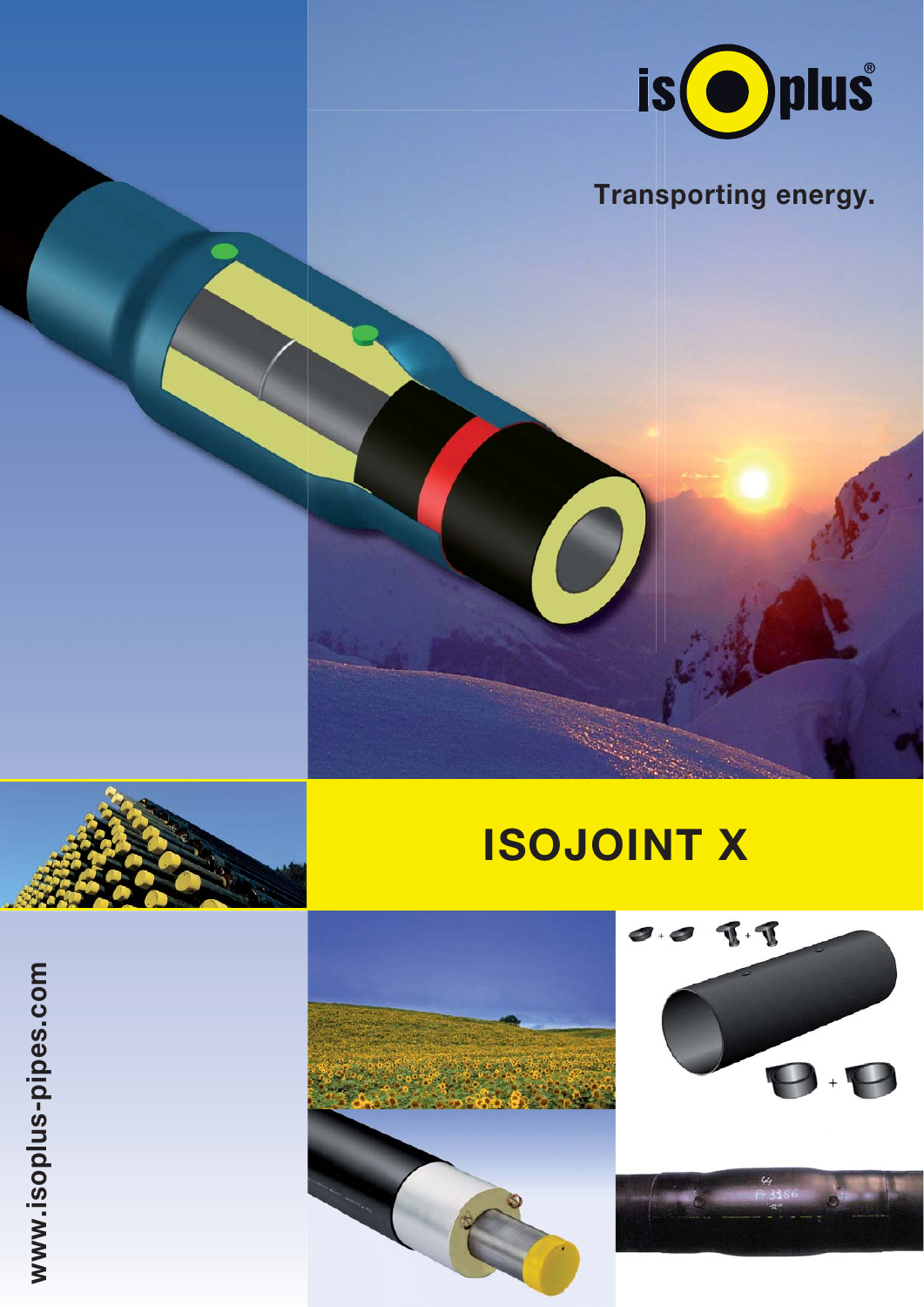isoplus®

Transporting energy.

# ISOJOINT X

www.isoplus-pipes.com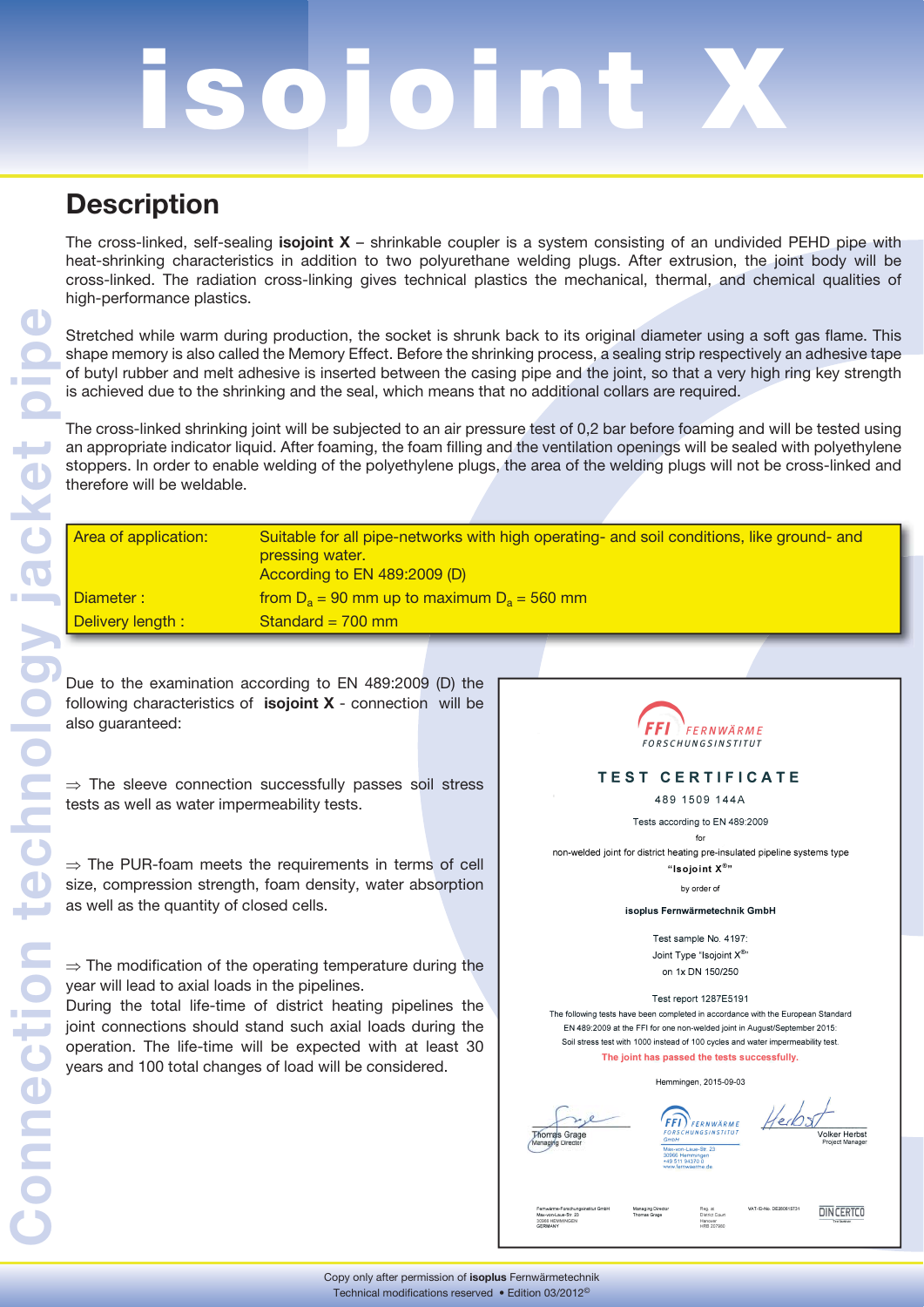# isojoint X

Connection technology jacket pipe

## Description

The cross-linked, self-sealing **isojoint X** – shrinkable coupler is a system consisting of an undivided PEHD pipe with heat-shrinking characteristics in addition to two polyurethane welding plugs. After extrusion, the joint body will be cross-linked. The radiation cross-linking gives technical plastics the mechanical, thermal, and chemical qualities of high-performance plastics.

Stretched while warm during production, the socket is shrunk back to its original diameter using a soft gas flame. This shape memory is also called the Memory Effect. Before the shrinking process, a sealing strip respectively an adhesive tape of butyl rubber and melt adhesive is inserted between the casing pipe and the joint, so that a very high ring key strength is achieved due to the shrinking and the seal, which means that no additional collars are required.

The cross-linked shrinking joint will be subjected to an air pressure test of 0,2 bar before foaming and will be tested using an appropriate indicator liquid. After foaming, the foam filling and the ventilation openings will be sealed with polyethylene stoppers. In order to enable welding of the polyethylene plugs, the area of the welding plugs will not be cross-linked and therefore will be weldable.

| | |
|---|---|
| Area of application: | Suitable for all pipe-networks with high operating- and soil conditions, like ground- and pressing water. According to EN 489:2009 (D) |
| Diameter : | from $D_a$ = 90 mm up to maximum $D_a$ = 560 mm |
| Delivery length : | Standard = 700 mm |

Due to the examination according to EN 489:2009 (D) the following characteristics of **isojoint X** - connection will be also guaranteed:

⇒ The sleeve connection successfully passes soil stress tests as well as water impermeability tests.

⇒ The PUR-foam meets the requirements in terms of cell size, compression strength, foam density, water absorption as well as the quantity of closed cells.

⇒ The modification of the operating temperature during the year will lead to axial loads in the pipelines.
During the total life-time of district heating pipelines the joint connections should stand such axial loads during the operation. The life-time will be expected with at least 30 years and 100 total changes of load will be considered.

FFI FERNWÄRME FORSCHUNGSINSTITUT

TEST CERTIFICATE

489 1509 144A

Tests according to EN 489:2009

for

non-welded joint for district heating pre-insulated pipeline systems type

"Isojoint X®"

by order of

isoplus Fernwärmetechnik GmbH

Test sample No. 4197:

Joint Type "Isojoint X®"

on 1x DN 150/250

Test report 1287E5191

The following tests have been completed in accordance with the European Standard EN 489:2009 at the FFI for one non-welded joint in August/September 2015: Soil stress test with 1000 instead of 100 cycles and water impermeability test.

The joint has passed the tests successfully.

Hemmingen, 2015-09-03

Thomas Grage
Managing Director

FFI FERNWÄRME FORSCHUNGSINSTITUT GmbH
Max-von-Laue-Str. 23
30966 Hemmingen
+49 511 94370 0
www.fernwaerme.de

Volker Herbst
Project Manager

Fernwärme-Forschungsinstitut GmbH, Max-von-Laue-Str. 23, 30966 HEMMINGEN, GERMANY — Managing Director Thomas Grage — Reg. at District Court Hanover HRB 207960 — VAT-ID-No. DE280615731 — DIN CERTCO

Copy only after permission of **isoplus** Fernwärmetechnik
Technical modifications reserved • Edition 03/2012©